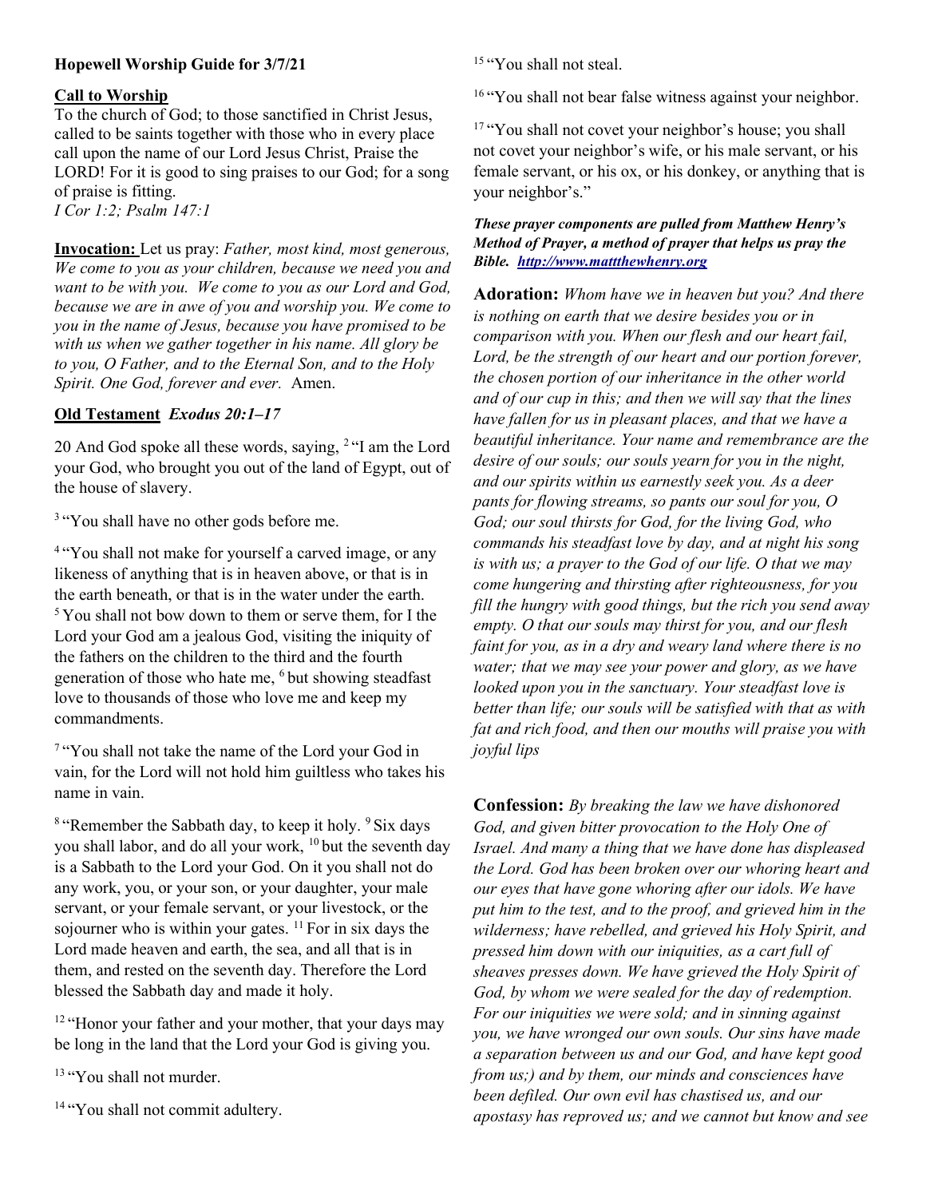**Hopewell Worship Guide for 3/7/21**

**Call to Worship**

To the church of God; to those sanctified in Christ Jesus, called to be saints together with those who in every place call upon the name of our Lord Jesus Christ, Praise the LORD! For it is good to sing praises to our God; for a song of praise is fitting.
*I Cor 1:2; Psalm 147:1*

**Invocation:** Let us pray: *Father, most kind, most generous, We come to you as your children, because we need you and want to be with you. We come to you as our Lord and God, because we are in awe of you and worship you. We come to you in the name of Jesus, because you have promised to be with us when we gather together in his name. All glory be to you, O Father, and to the Eternal Son, and to the Holy Spirit. One God, forever and ever.* Amen.

**Old Testament** ***Exodus 20:1–17***

20 And God spoke all these words, saying, [2] "I am the Lord your God, who brought you out of the land of Egypt, out of the house of slavery.

[3] "You shall have no other gods before me.

[4] "You shall not make for yourself a carved image, or any likeness of anything that is in heaven above, or that is in the earth beneath, or that is in the water under the earth. [5] You shall not bow down to them or serve them, for I the Lord your God am a jealous God, visiting the iniquity of the fathers on the children to the third and the fourth generation of those who hate me, [6] but showing steadfast love to thousands of those who love me and keep my commandments.

[7] "You shall not take the name of the Lord your God in vain, for the Lord will not hold him guiltless who takes his name in vain.

[8] "Remember the Sabbath day, to keep it holy. [9] Six days you shall labor, and do all your work, [10] but the seventh day is a Sabbath to the Lord your God. On it you shall not do any work, you, or your son, or your daughter, your male servant, or your female servant, or your livestock, or the sojourner who is within your gates. [11] For in six days the Lord made heaven and earth, the sea, and all that is in them, and rested on the seventh day. Therefore the Lord blessed the Sabbath day and made it holy.

[12] "Honor your father and your mother, that your days may be long in the land that the Lord your God is giving you.

[13] "You shall not murder.

[14] "You shall not commit adultery.

[15] "You shall not steal.

[16] "You shall not bear false witness against your neighbor.

[17] "You shall not covet your neighbor's house; you shall not covet your neighbor's wife, or his male servant, or his female servant, or his ox, or his donkey, or anything that is your neighbor's."

***These prayer components are pulled from Matthew Henry's Method of Prayer, a method of prayer that helps us pray the Bible. http://www.mattthewhenry.org***

**Adoration:** *Whom have we in heaven but you? And there is nothing on earth that we desire besides you or in comparison with you. When our flesh and our heart fail, Lord, be the strength of our heart and our portion forever, the chosen portion of our inheritance in the other world and of our cup in this; and then we will say that the lines have fallen for us in pleasant places, and that we have a beautiful inheritance. Your name and remembrance are the desire of our souls; our souls yearn for you in the night, and our spirits within us earnestly seek you. As a deer pants for flowing streams, so pants our soul for you, O God; our soul thirsts for God, for the living God, who commands his steadfast love by day, and at night his song is with us; a prayer to the God of our life. O that we may come hungering and thirsting after righteousness, for you fill the hungry with good things, but the rich you send away empty. O that our souls may thirst for you, and our flesh faint for you, as in a dry and weary land where there is no water; that we may see your power and glory, as we have looked upon you in the sanctuary. Your steadfast love is better than life; our souls will be satisfied with that as with fat and rich food, and then our mouths will praise you with joyful lips*

**Confession:** *By breaking the law we have dishonored God, and given bitter provocation to the Holy One of Israel. And many a thing that we have done has displeased the Lord. God has been broken over our whoring heart and our eyes that have gone whoring after our idols. We have put him to the test, and to the proof, and grieved him in the wilderness; have rebelled, and grieved his Holy Spirit, and pressed him down with our iniquities, as a cart full of sheaves presses down. We have grieved the Holy Spirit of God, by whom we were sealed for the day of redemption. For our iniquities we were sold; and in sinning against you, we have wronged our own souls. Our sins have made a separation between us and our God, and have kept good from us;) and by them, our minds and consciences have been defiled. Our own evil has chastised us, and our apostasy has reproved us; and we cannot but know and see*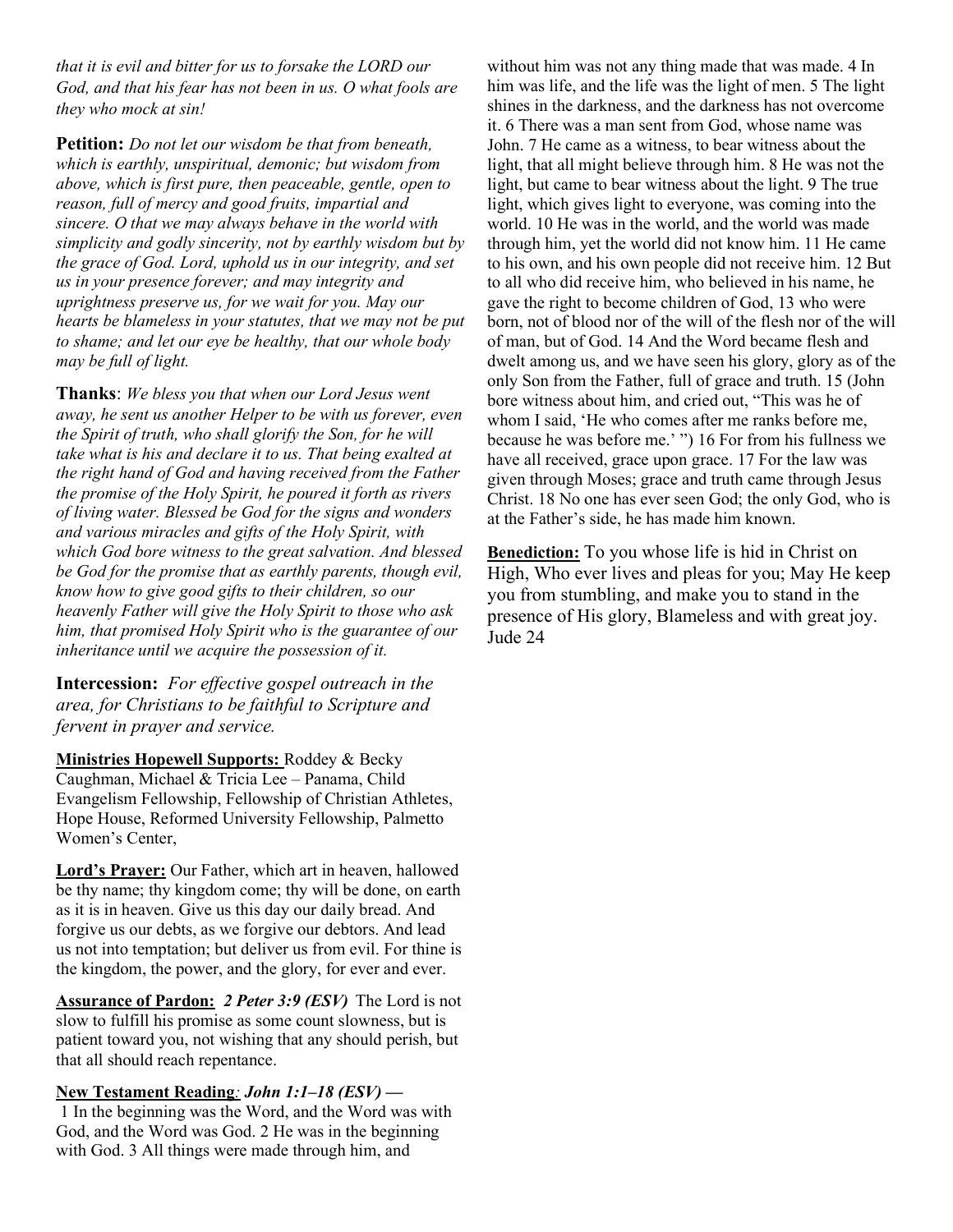*that it is evil and bitter for us to forsake the LORD our God, and that his fear has not been in us. O what fools are they who mock at sin!*

**Petition:** *Do not let our wisdom be that from beneath, which is earthly, unspiritual, demonic; but wisdom from above, which is first pure, then peaceable, gentle, open to reason, full of mercy and good fruits, impartial and sincere. O that we may always behave in the world with simplicity and godly sincerity, not by earthly wisdom but by the grace of God. Lord, uphold us in our integrity, and set us in your presence forever; and may integrity and uprightness preserve us, for we wait for you. May our hearts be blameless in your statutes, that we may not be put to shame; and let our eye be healthy, that our whole body may be full of light.*

**Thanks**: *We bless you that when our Lord Jesus went away, he sent us another Helper to be with us forever, even the Spirit of truth, who shall glorify the Son, for he will take what is his and declare it to us. That being exalted at the right hand of God and having received from the Father the promise of the Holy Spirit, he poured it forth as rivers of living water. Blessed be God for the signs and wonders and various miracles and gifts of the Holy Spirit, with which God bore witness to the great salvation. And blessed be God for the promise that as earthly parents, though evil, know how to give good gifts to their children, so our heavenly Father will give the Holy Spirit to those who ask him, that promised Holy Spirit who is the guarantee of our inheritance until we acquire the possession of it.*

**Intercession:** *For effective gospel outreach in the area, for Christians to be faithful to Scripture and fervent in prayer and service.*

**Ministries Hopewell Supports:** Roddey & Becky Caughman, Michael & Tricia Lee – Panama, Child Evangelism Fellowship, Fellowship of Christian Athletes, Hope House, Reformed University Fellowship, Palmetto Women's Center,

**Lord's Prayer:** Our Father, which art in heaven, hallowed be thy name; thy kingdom come; thy will be done, on earth as it is in heaven. Give us this day our daily bread. And forgive us our debts, as we forgive our debtors. And lead us not into temptation; but deliver us from evil. For thine is the kingdom, the power, and the glory, for ever and ever.

**Assurance of Pardon:** ***2 Peter 3:9 (ESV)*** The Lord is not slow to fulfill his promise as some count slowness, but is patient toward you, not wishing that any should perish, but that all should reach repentance.

**New Testament Reading*: John 1:1–18 (ESV)* —**
1 In the beginning was the Word, and the Word was with God, and the Word was God. 2 He was in the beginning with God. 3 All things were made through him, and without him was not any thing made that was made. 4 In him was life, and the life was the light of men. 5 The light shines in the darkness, and the darkness has not overcome it. 6 There was a man sent from God, whose name was John. 7 He came as a witness, to bear witness about the light, that all might believe through him. 8 He was not the light, but came to bear witness about the light. 9 The true light, which gives light to everyone, was coming into the world. 10 He was in the world, and the world was made through him, yet the world did not know him. 11 He came to his own, and his own people did not receive him. 12 But to all who did receive him, who believed in his name, he gave the right to become children of God, 13 who were born, not of blood nor of the will of the flesh nor of the will of man, but of God. 14 And the Word became flesh and dwelt among us, and we have seen his glory, glory as of the only Son from the Father, full of grace and truth. 15 (John bore witness about him, and cried out, "This was he of whom I said, 'He who comes after me ranks before me, because he was before me.' ") 16 For from his fullness we have all received, grace upon grace. 17 For the law was given through Moses; grace and truth came through Jesus Christ. 18 No one has ever seen God; the only God, who is at the Father's side, he has made him known.

**Benediction:** To you whose life is hid in Christ on High, Who ever lives and pleas for you; May He keep you from stumbling, and make you to stand in the presence of His glory, Blameless and with great joy. Jude 24